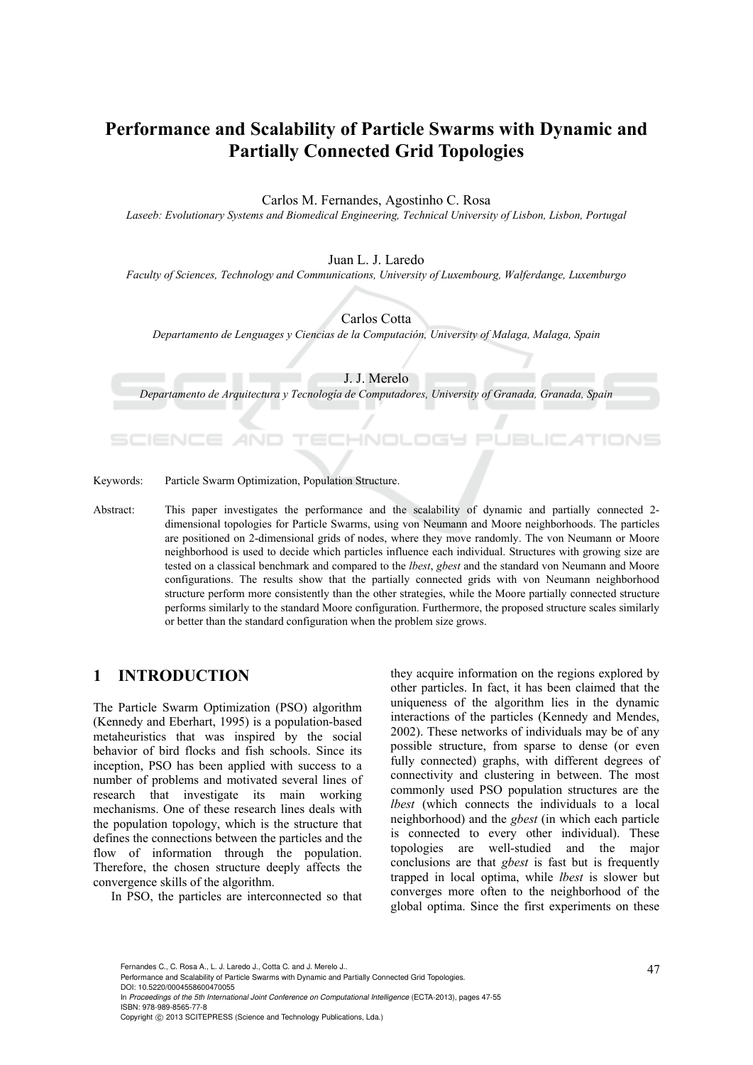# Performance and Scalability of Particle Swarms with Dynamic and Partially Connected Grid Topologies

Carlos M. Fernandes, Agostinho C. Rosa

*Laseeb: Evolutionary Systems and Biomedical Engineering, Technical University of Lisbon, Lisbon, Portugal*

Juan L. J. Laredo

*Faculty of Sciences, Technology and Communications, University of Luxembourg, Walferdange, Luxemburgo*

Carlos Cotta

*Departamento de Lenguages y Ciencias de la Computación, University of Malaga, Malaga, Spain*

J. J. Merelo

*Departamento de Arquitectura y Tecnología de Computadores, University of Granada, Granada, Spain*

Keywords: Particle Swarm Optimization, Population Structure.

Abstract: This paper investigates the performance and the scalability of dynamic and partially connected 2-dimensional topologies for Particle Swarms, using von Neumann and Moore neighborhoods. The particles are positioned on 2-dimensional grids of nodes, where they move randomly. The von Neumann or Moore neighborhood is used to decide which particles influence each individual. Structures with growing size are tested on a classical benchmark and compared to the *lbest*, *gbest* and the standard von Neumann and Moore configurations. The results show that the partially connected grids with von Neumann neighborhood structure perform more consistently than the other strategies, while the Moore partially connected structure performs similarly to the standard Moore configuration. Furthermore, the proposed structure scales similarly or better than the standard configuration when the problem size grows.

## 1 INTRODUCTION

The Particle Swarm Optimization (PSO) algorithm (Kennedy and Eberhart, 1995) is a population-based metaheuristics that was inspired by the social behavior of bird flocks and fish schools. Since its inception, PSO has been applied with success to a number of problems and motivated several lines of research that investigate its main working mechanisms. One of these research lines deals with the population topology, which is the structure that defines the connections between the particles and the flow of information through the population. Therefore, the chosen structure deeply affects the convergence skills of the algorithm.

In PSO, the particles are interconnected so that they acquire information on the regions explored by other particles. In fact, it has been claimed that the uniqueness of the algorithm lies in the dynamic interactions of the particles (Kennedy and Mendes, 2002). These networks of individuals may be of any possible structure, from sparse to dense (or even fully connected) graphs, with different degrees of connectivity and clustering in between. The most commonly used PSO population structures are the *lbest* (which connects the individuals to a local neighborhood) and the *gbest* (in which each particle is connected to every other individual). These topologies are well-studied and the major conclusions are that *gbest* is fast but is frequently trapped in local optima, while *lbest* is slower but converges more often to the neighborhood of the global optima. Since the first experiments on these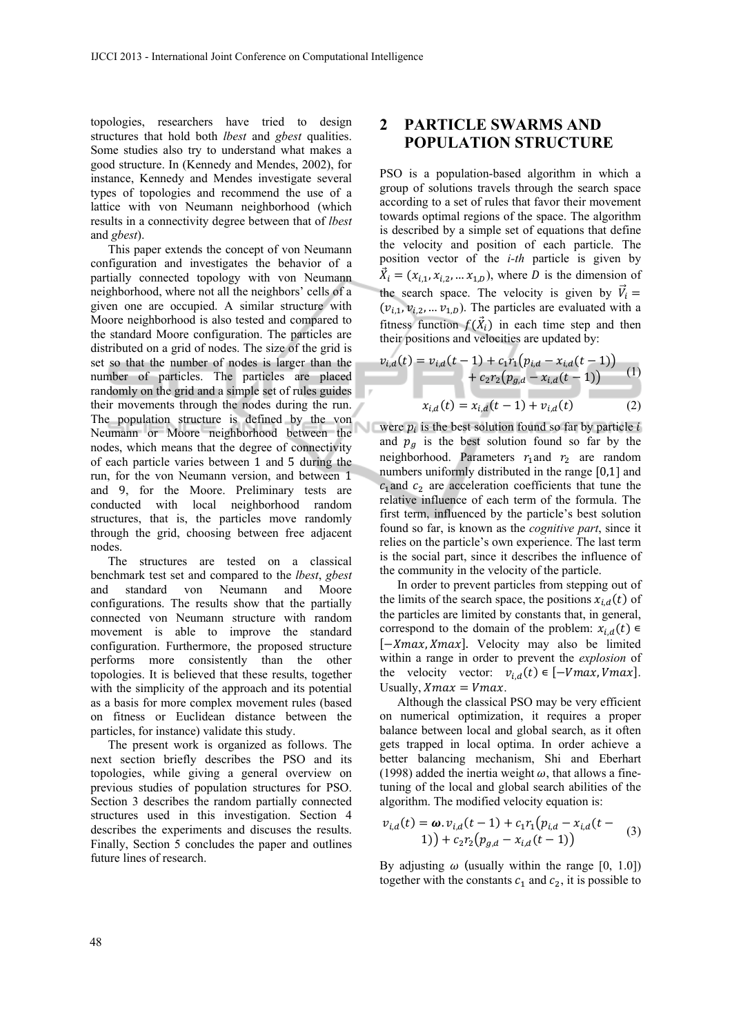topologies, researchers have tried to design structures that hold both *lbest* and *gbest* qualities. Some studies also try to understand what makes a good structure. In (Kennedy and Mendes, 2002), for instance, Kennedy and Mendes investigate several types of topologies and recommend the use of a lattice with von Neumann neighborhood (which results in a connectivity degree between that of *lbest* and *gbest*).

This paper extends the concept of von Neumann configuration and investigates the behavior of a partially connected topology with von Neumann neighborhood, where not all the neighbors' cells of a given one are occupied. A similar structure with Moore neighborhood is also tested and compared to the standard Moore configuration. The particles are distributed on a grid of nodes. The size of the grid is set so that the number of nodes is larger than the number of particles. The particles are placed randomly on the grid and a simple set of rules guides their movements through the nodes during the run. The population structure is defined by the von Neumann or Moore neighborhood between the nodes, which means that the degree of connectivity of each particle varies between 1 and 5 during the run, for the von Neumann version, and between 1 and 9, for the Moore. Preliminary tests are conducted with local neighborhood random structures, that is, the particles move randomly through the grid, choosing between free adjacent nodes.

The structures are tested on a classical benchmark test set and compared to the *lbest*, *gbest* and standard von Neumann and Moore configurations. The results show that the partially connected von Neumann structure with random movement is able to improve the standard configuration. Furthermore, the proposed structure performs more consistently than the other topologies. It is believed that these results, together with the simplicity of the approach and its potential as a basis for more complex movement rules (based on fitness or Euclidean distance between the particles, for instance) validate this study.

The present work is organized as follows. The next section briefly describes the PSO and its topologies, while giving a general overview on previous studies of population structures for PSO. Section 3 describes the random partially connected structures used in this investigation. Section 4 describes the experiments and discuses the results. Finally, Section 5 concludes the paper and outlines future lines of research.

## 2 PARTICLE SWARMS AND POPULATION STRUCTURE

PSO is a population-based algorithm in which a group of solutions travels through the search space according to a set of rules that favor their movement towards optimal regions of the space. The algorithm is described by a simple set of equations that define the velocity and position of each particle. The position vector of the *i-th* particle is given by $\vec{X}_i = (x_{i,1}, x_{i,2}, \ldots x_{1,D})$, where $D$ is the dimension of the search space. The velocity is given by $\vec{V}_i = (v_{i,1}, v_{i,2}, \ldots v_{1,D})$. The particles are evaluated with a fitness function $f(\vec{X}_i)$ in each time step and then their positions and velocities are updated by:

$$v_{i,d}(t) = v_{i,d}(t-1) + c_1 r_1 \left(p_{i,d} - x_{i,d}(t-1)\right) + c_2 r_2 \left(p_{g,d} - x_{i,d}(t-1)\right) \quad (1)$$

$$x_{i,d}(t) = x_{i,d}(t-1) + v_{i,d}(t) \quad (2)$$

were $p_i$ is the best solution found so far by particle $i$ and $p_g$ is the best solution found so far by the neighborhood. Parameters $r_1$ and $r_2$ are random numbers uniformly distributed in the range [0,1] and $c_1$ and $c_2$ are acceleration coefficients that tune the relative influence of each term of the formula. The first term, influenced by the particle's best solution found so far, is known as the *cognitive part*, since it relies on the particle's own experience. The last term is the social part, since it describes the influence of the community in the velocity of the particle.

In order to prevent particles from stepping out of the limits of the search space, the positions $x_{i,d}(t)$ of the particles are limited by constants that, in general, correspond to the domain of the problem: $x_{i,d}(t) \in [-Xmax, Xmax]$. Velocity may also be limited within a range in order to prevent the *explosion* of the velocity vector: $v_{i,d}(t) \in [-Vmax, Vmax]$. Usually, $Xmax = Vmax$.

Although the classical PSO may be very efficient on numerical optimization, it requires a proper balance between local and global search, as it often gets trapped in local optima. In order achieve a better balancing mechanism, Shi and Eberhart (1998) added the inertia weight $\omega$, that allows a fine-tuning of the local and global search abilities of the algorithm. The modified velocity equation is:

$$v_{i,d}(t) = \boldsymbol{\omega} . v_{i,d}(t-1) + c_1 r_1 \left(p_{i,d} - x_{i,d}(t-1)\right) + c_2 r_2 \left(p_{g,d} - x_{i,d}(t-1)\right) \quad (3)$$

By adjusting $\omega$ (usually within the range [0, 1.0]) together with the constants $c_1$ and $c_2$, it is possible to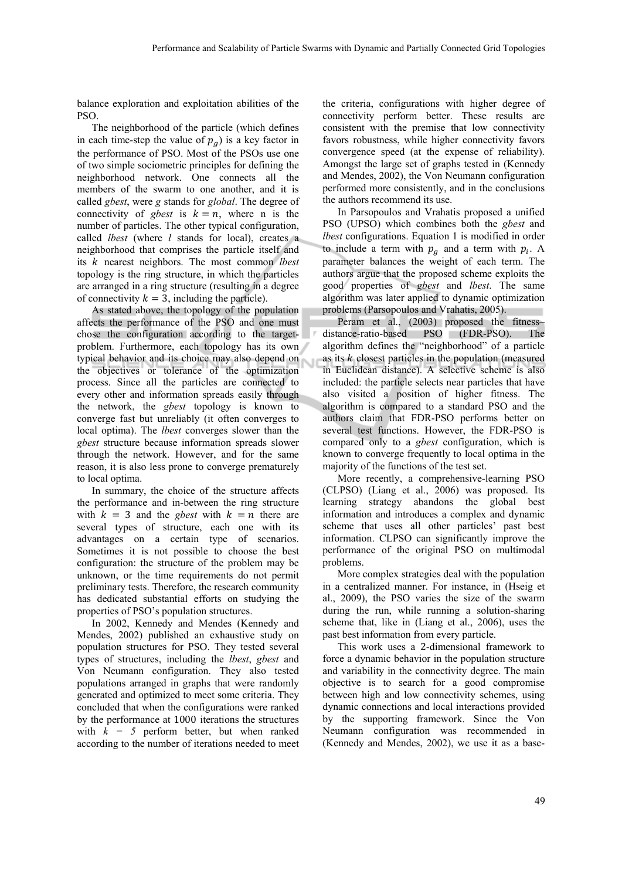balance exploration and exploitation abilities of the PSO.

The neighborhood of the particle (which defines in each time-step the value of $p_g$) is a key factor in the performance of PSO. Most of the PSOs use one of two simple sociometric principles for defining the neighborhood network. One connects all the members of the swarm to one another, and it is called *gbest*, were *g* stands for *global*. The degree of connectivity of *gbest* is $k = n$, where n is the number of particles. The other typical configuration, called *lbest* (where *l* stands for local), creates a neighborhood that comprises the particle itself and its $k$ nearest neighbors. The most common *lbest* topology is the ring structure, in which the particles are arranged in a ring structure (resulting in a degree of connectivity $k = 3$, including the particle).

As stated above, the topology of the population affects the performance of the PSO and one must chose the configuration according to the target-problem. Furthermore, each topology has its own typical behavior and its choice may also depend on the objectives or tolerance of the optimization process. Since all the particles are connected to every other and information spreads easily through the network, the *gbest* topology is known to converge fast but unreliably (it often converges to local optima). The *lbest* converges slower than the *gbest* structure because information spreads slower through the network. However, and for the same reason, it is also less prone to converge prematurely to local optima.

In summary, the choice of the structure affects the performance and in-between the ring structure with $k = 3$ and the *gbest* with $k = n$ there are several types of structure, each one with its advantages on a certain type of scenarios. Sometimes it is not possible to choose the best configuration: the structure of the problem may be unknown, or the time requirements do not permit preliminary tests. Therefore, the research community has dedicated substantial efforts on studying the properties of PSO's population structures.

In 2002, Kennedy and Mendes (Kennedy and Mendes, 2002) published an exhaustive study on population structures for PSO. They tested several types of structures, including the *lbest*, *gbest* and Von Neumann configuration. They also tested populations arranged in graphs that were randomly generated and optimized to meet some criteria. They concluded that when the configurations were ranked by the performance at 1000 iterations the structures with $k = 5$ perform better, but when ranked according to the number of iterations needed to meet the criteria, configurations with higher degree of connectivity perform better. These results are consistent with the premise that low connectivity favors robustness, while higher connectivity favors convergence speed (at the expense of reliability). Amongst the large set of graphs tested in (Kennedy and Mendes, 2002), the Von Neumann configuration performed more consistently, and in the conclusions the authors recommend its use.

In Parsopoulos and Vrahatis proposed a unified PSO (UPSO) which combines both the *gbest* and *lbest* configurations. Equation 1 is modified in order to include a term with $p_g$ and a term with $p_i$. A parameter balances the weight of each term. The authors argue that the proposed scheme exploits the good properties of *gbest* and *lbest*. The same algorithm was later applied to dynamic optimization problems (Parsopoulos and Vrahatis, 2005).

Peram et al., (2003) proposed the fitness–distance-ratio-based PSO (FDR-PSO). The algorithm defines the "neighborhood" of a particle as its $k$ closest particles in the population (measured in Euclidean distance). A selective scheme is also included: the particle selects near particles that have also visited a position of higher fitness. The algorithm is compared to a standard PSO and the authors claim that FDR-PSO performs better on several test functions. However, the FDR-PSO is compared only to a *gbest* configuration, which is known to converge frequently to local optima in the majority of the functions of the test set.

More recently, a comprehensive-learning PSO (CLPSO) (Liang et al., 2006) was proposed. Its learning strategy abandons the global best information and introduces a complex and dynamic scheme that uses all other particles' past best information. CLPSO can significantly improve the performance of the original PSO on multimodal problems.

More complex strategies deal with the population in a centralized manner. For instance, in (Hseig et al., 2009), the PSO varies the size of the swarm during the run, while running a solution-sharing scheme that, like in (Liang et al., 2006), uses the past best information from every particle.

This work uses a 2-dimensional framework to force a dynamic behavior in the population structure and variability in the connectivity degree. The main objective is to search for a good compromise between high and low connectivity schemes, using dynamic connections and local interactions provided by the supporting framework. Since the Von Neumann configuration was recommended in (Kennedy and Mendes, 2002), we use it as a base-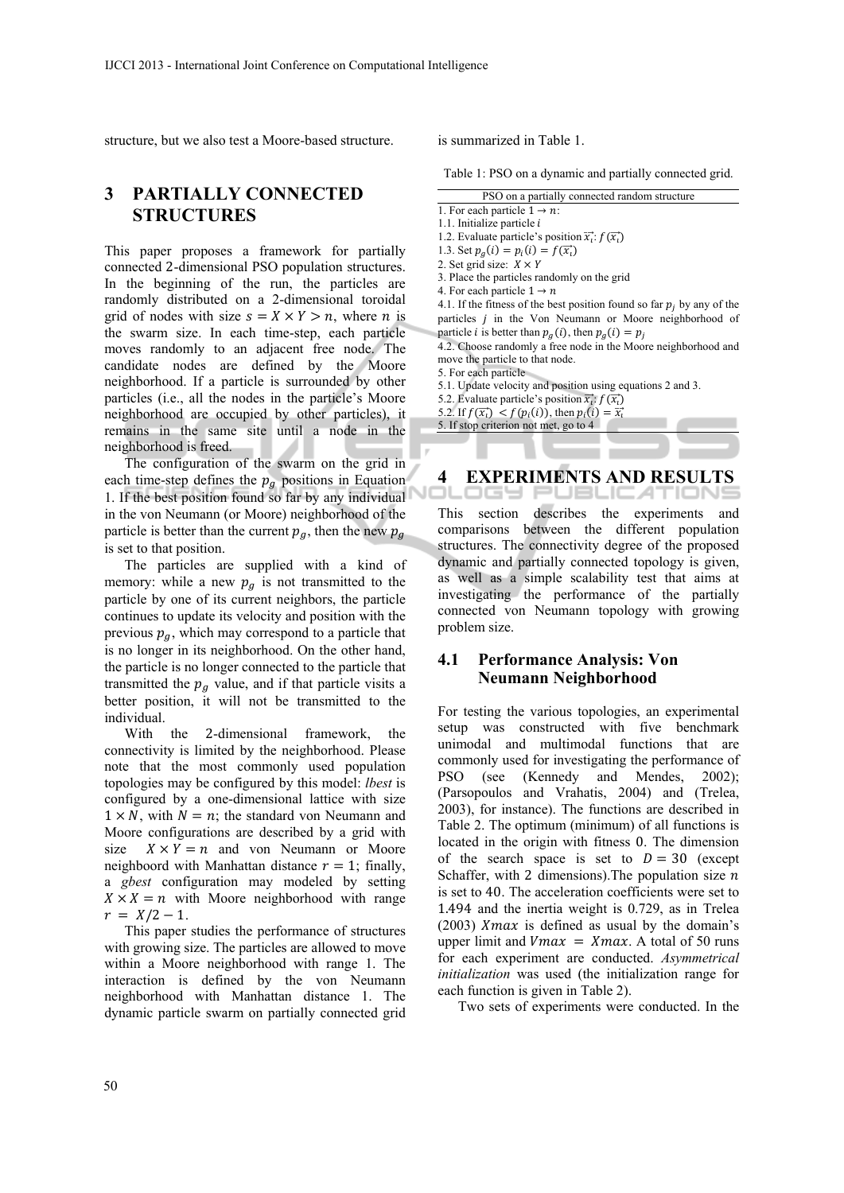structure, but we also test a Moore-based structure.

## 3 PARTIALLY CONNECTED STRUCTURES

This paper proposes a framework for partially connected 2-dimensional PSO population structures. In the beginning of the run, the particles are randomly distributed on a 2-dimensional toroidal grid of nodes with size $s = X \times Y > n$, where $n$ is the swarm size. In each time-step, each particle moves randomly to an adjacent free node. The candidate nodes are defined by the Moore neighborhood. If a particle is surrounded by other particles (i.e., all the nodes in the particle's Moore neighborhood are occupied by other particles), it remains in the same site until a node in the neighborhood is freed.

The configuration of the swarm on the grid in each time-step defines the $p_g$ positions in Equation 1. If the best position found so far by any individual in the von Neumann (or Moore) neighborhood of the particle is better than the current $p_g$, then the new $p_g$ is set to that position.

The particles are supplied with a kind of memory: while a new $p_g$ is not transmitted to the particle by one of its current neighbors, the particle continues to update its velocity and position with the previous $p_g$, which may correspond to a particle that is no longer in its neighborhood. On the other hand, the particle is no longer connected to the particle that transmitted the $p_g$ value, and if that particle visits a better position, it will not be transmitted to the individual.

With the 2-dimensional framework, the connectivity is limited by the neighborhood. Please note that the most commonly used population topologies may be configured by this model: *lbest* is configured by a one-dimensional lattice with size $1 \times N$, with $N = n$; the standard von Neumann and Moore configurations are described by a grid with size $X \times Y = n$ and von Neumann or Moore neighboord with Manhattan distance $r = 1$; finally, a *gbest* configuration may modeled by setting $X \times X = n$ with Moore neighborhood with range $r = X/2 - 1$.

This paper studies the performance of structures with growing size. The particles are allowed to move within a Moore neighborhood with range 1. The interaction is defined by the von Neumann neighborhood with Manhattan distance 1. The dynamic particle swarm on partially connected grid is summarized in Table 1.

Table 1: PSO on a dynamic and partially connected grid.

| PSO on a partially connected random structure |
|---|
| 1. For each particle $1 \rightarrow n$: |
| 1.1. Initialize particle $i$ |
| 1.2. Evaluate particle's position $\vec{x_i}$: $f(\vec{x_i})$ |
| 1.3. Set $p_g(i) = p_i(i) = f(\vec{x_i})$ |
| 2. Set grid size: $X \times Y$ |
| 3. Place the particles randomly on the grid |
| 4. For each particle $1 \rightarrow n$ |
| 4.1. If the fitness of the best position found so far $p_j$ by any of the particles $j$ in the Von Neumann or Moore neighborhood of particle $i$ is better than $p_g(i)$, then $p_g(i) = p_j$ |
| 4.2. Choose randomly a free node in the Moore neighborhood and move the particle to that node. |
| 5. For each particle |
| 5.1. Update velocity and position using equations 2 and 3. |
| 5.2. Evaluate particle's position $\vec{x_i}$: $f(\vec{x_i})$ |
| 5.2. If $f(\vec{x_i}) < f(p_i(i))$, then $p_i(i) = \vec{x_i}$ |
| 5. If stop criterion not met, go to 4 |

## 4 EXPERIMENTS AND RESULTS

This section describes the experiments and comparisons between the different population structures. The connectivity degree of the proposed dynamic and partially connected topology is given, as well as a simple scalability test that aims at investigating the performance of the partially connected von Neumann topology with growing problem size.

### 4.1 Performance Analysis: Von Neumann Neighborhood

For testing the various topologies, an experimental setup was constructed with five benchmark unimodal and multimodal functions that are commonly used for investigating the performance of PSO (see (Kennedy and Mendes, 2002); (Parsopoulos and Vrahatis, 2004) and (Trelea, 2003), for instance). The functions are described in Table 2. The optimum (minimum) of all functions is located in the origin with fitness 0. The dimension of the search space is set to $D = 30$ (except Schaffer, with 2 dimensions).The population size $n$ is set to 40. The acceleration coefficients were set to 1.494 and the inertia weight is 0.729, as in Trelea (2003) $Xmax$ is defined as usual by the domain's upper limit and $Vmax = Xmax$. A total of 50 runs for each experiment are conducted. *Asymmetrical initialization* was used (the initialization range for each function is given in Table 2).

Two sets of experiments were conducted. In the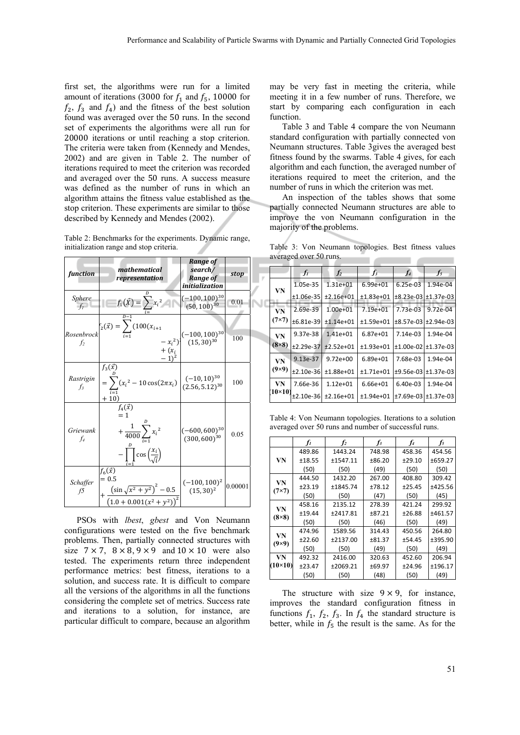first set, the algorithms were run for a limited amount of iterations (3000 for $f_1$ and $f_5$, 10000 for $f_2$, $f_3$ and $f_4$) and the fitness of the best solution found was averaged over the 50 runs. In the second set of experiments the algorithms were all run for 20000 iterations or until reaching a stop criterion. The criteria were taken from (Kennedy and Mendes, 2002) and are given in Table 2. The number of iterations required to meet the criterion was recorded and averaged over the 50 runs. A success measure was defined as the number of runs in which an algorithm attains the fitness value established as the stop criterion. These experiments are similar to those described by Kennedy and Mendes (2002).

Table 2: Benchmarks for the experiments. Dynamic range, initialization range and stop criteria.

| *function* | *mathematical representation* | *Range of search/ Range of initialization* | *stop* |
|---|---|---|---|
| *Sphere* $f_1$ | $f_1(\vec{X}) = \sum_{i=1}^{D} x_i^2$ | $(-100, 100)^{30}$ $(50, 100)^{30}$ | 0.01 |
| *Rosenbrock* $f_2$ | $f_2(\vec{x}) = \sum_{i=1}^{D-1} (100(x_{i+1} - x_i^2)^2 + (x_i - 1)^2$ | $(-100, 100)^{30}$ $(15, 30)^{30}$ | 100 |
| *Rastrigin* $f_3$ | $f_3(\vec{x}) = \sum_{i=1}^{D} (x_i^2 - 10\cos(2\pi x_i) + 10)$ | $(-10, 10)^{30}$ $(2.56, 5.12)^{30}$ | 100 |
| *Griewank* $f_4$ | $f_4(\vec{x}) = 1 + \frac{1}{4000}\sum_{i=1}^{D} x_i^2 - \prod_{i=1}^{D} \cos\left(\frac{x_i}{\sqrt{i}}\right)$ | $(-600, 600)^{30}$ $(300, 600)^{30}$ | 0.05 |
| *Schaffer* $f5$ | $f_6(\vec{x}) = 0.5 + \frac{\left(\sin\sqrt{x^2+y^2}\right)^2 - 0.5}{\left(1.0 + 0.001(x^2+y^2)\right)^2}$ | $(-100, 100)^2$ $(15, 30)^2$ | 0.00001 |

PSOs with *lbest*, *gbest* and Von Neumann configurations were tested on the five benchmark problems. Then, partially connected structures with size $7 \times 7$, $8 \times 8$, $9 \times 9$ and $10 \times 10$ were also tested. The experiments return three independent performance metrics: best fitness, iterations to a solution, and success rate. It is difficult to compare all the versions of the algorithms in all the functions considering the complete set of metrics. Success rate and iterations to a solution, for instance, are particular difficult to compare, because an algorithm may be very fast in meeting the criteria, while meeting it in a few number of runs. Therefore, we start by comparing each configuration in each function.

Table 3 and Table 4 compare the von Neumann standard configuration with partially connected von Neumann structures. Table 3gives the averaged best fitness found by the swarms. Table 4 gives, for each algorithm and each function, the averaged number of iterations required to meet the criterion, and the number of runs in which the criterion was met.

An inspection of the tables shows that some partially connected Neumann structures are able to improve the von Neumann configuration in the majority of the problems.

Table 3: Von Neumann topologies. Best fitness values averaged over 50 runs.

| | $f_1$ | $f_2$ | $f_3$ | $f_4$ | $f_5$ |
|---|---|---|---|---|---|
| **VN** | 1.05e-35 | 1.31e+01 | 6.99e+01 | 6.25e-03 | 1.94e-04 |
| | ±1.06e-35 | ±2.16e+01 | ±1.83e+01 | ±8.23e-03 | ±1.37e-03 |
| **VN (7×7)** | 2.69e-39 | 1.00e+01 | 7.19e+01 | 7.73e-03 | 9.72e-04 |
| | ±6.81e-39 | ±1.14e+01 | ±1.59e+01 | ±8.57e-03 | ±2.94e-03 |
| **VN (8×8)** | 9.37e-38 | 1.41e+01 | 6.87e+01 | 7.14e-03 | 1.94e-04 |
| | ±2.29e-37 | ±2.52e+01 | ±1.93e+01 | ±1.00e-02 | ±1.37e-03 |
| **VN (9×9)** | 9.13e-37 | 9.72e+00 | 6.89e+01 | 7.68e-03 | 1.94e-04 |
| | ±2.10e-36 | ±1.88e+01 | ±1.71e+01 | ±9.56e-03 | ±1.37e-03 |
| **VN (10×10)** | 7.66e-36 | 1.12e+01 | 6.66e+01 | 6.40e-03 | 1.94e-04 |
| | ±2.10e-36 | ±2.16e+01 | ±1.94e+01 | ±7.69e-03 | ±1.37e-03 |

Table 4: Von Neumann topologies. Iterations to a solution averaged over 50 runs and number of successful runs.

| | $f_1$ | $f_2$ | $f_3$ | $f_4$ | $f_5$ |
|---|---|---|---|---|---|
| **VN** | 489.86 | 1443.24 | 748.98 | 458.36 | 454.56 |
| | ±18.55 | ±1547.11 | ±86.20 | ±29.10 | ±659.27 |
| | (50) | (50) | (49) | (50) | (50) |
| **VN (7×7)** | 444.50 | 1432.20 | 267.00 | 408.80 | 309.42 |
| | ±23.19 | ±1845.74 | ±78.12 | ±25.45 | ±425.56 |
| | (50) | (50) | (47) | (50) | (45) |
| **VN (8×8)** | 458.16 | 2135.12 | 278.39 | 421.24 | 299.92 |
| | ±19.44 | ±2417.81 | ±87.21 | ±26.88 | ±461.57 |
| | (50) | (50) | (46) | (50) | (49) |
| **VN (9×9)** | 474.96 | 1589.56 | 314.43 | 450.56 | 264.80 |
| | ±22.60 | ±2137.00 | ±81.37 | ±54.45 | ±395.90 |
| | (50) | (50) | (49) | (50) | (49) |
| **VN (10×10)** | 492.32 | 2416.00 | 320.63 | 452.60 | 206.94 |
| | ±23.47 | ±2069.21 | ±69.97 | ±24.96 | ±196.17 |
| | (50) | (50) | (48) | (50) | (49) |

The structure with size $9 \times 9$, for instance, improves the standard configuration fitness in functions $f_1$, $f_2$, $f_3$. In $f_4$ the standard structure is better, while in $f_5$ the result is the same. As for the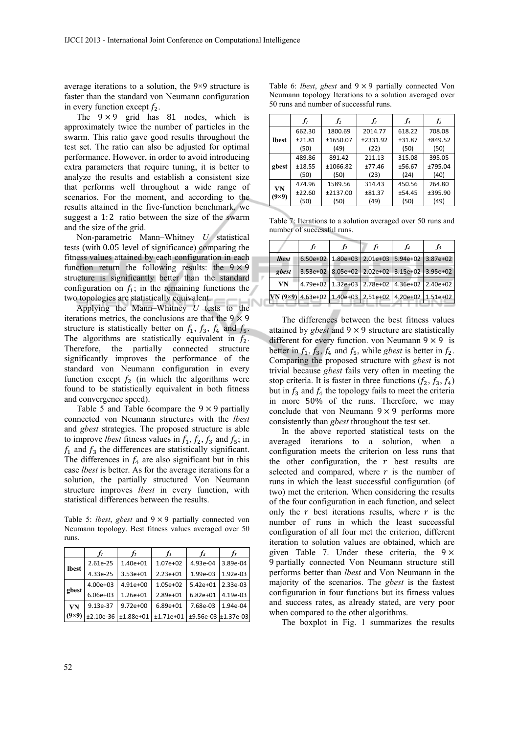average iterations to a solution, the 9×9 structure is faster than the standard von Neumann configuration in every function except $f_2$.

The $9 \times 9$ grid has 81 nodes, which is approximately twice the number of particles in the swarm. This ratio gave good results throughout the test set. The ratio can also be adjusted for optimal performance. However, in order to avoid introducing extra parameters that require tuning, it is better to analyze the results and establish a consistent size that performs well throughout a wide range of scenarios. For the moment, and according to the results attained in the five-function benchmark, we suggest a $1{:}2$ ratio between the size of the swarm and the size of the grid.

Non-parametric Mann–Whitney *U* statistical tests (with 0.05 level of significance) comparing the fitness values attained by each configuration in each function return the following results: the $9 \times 9$ structure is significantly better than the standard configuration on $f_1$; in the remaining functions the two topologies are statistically equivalent.

Applying the Mann–Whitney *U* tests to the iterations metrics, the conclusions are that the $9 \times 9$ structure is statistically better on $f_1$, $f_3$, $f_4$ and $f_5$. The algorithms are statistically equivalent in $f_2$. Therefore, the partially connected structure significantly improves the performance of the standard von Neumann configuration in every function except $f_2$ (in which the algorithms were found to be statistically equivalent in both fitness and convergence speed).

Table 5 and Table 6compare the $9 \times 9$ partially connected von Neumann structures with the *lbest* and *gbest* strategies. The proposed structure is able to improve *lbest* fitness values in $f_1$, $f_2$, $f_3$ and $f_5$; in $f_1$ and $f_3$ the differences are statistically significant. The differences in $f_4$ are also significant but in this case *lbest* is better. As for the average iterations for a solution, the partially structured Von Neumann structure improves *lbest* in every function, with statistical differences between the results.

Table 5: *lbest*, *gbest* and $9 \times 9$ partially connected von Neumann topology. Best fitness values averaged over 50 runs.

| | $f_1$ | $f_2$ | $f_3$ | $f_4$ | $f_5$ |
|---|---|---|---|---|---|
| **lbest** | 2.61e-25<br>4.33e-25 | 1.40e+01<br>3.53e+01 | 1.07e+02<br>2.23e+01 | 4.93e-04<br>1.99e-03 | 3.89e-04<br>1.92e-03 |
| **gbest** | 4.00e+03<br>6.06e+03 | 4.91e+00<br>1.26e+01 | 1.05e+02<br>2.89e+01 | 5.42e+01<br>6.82e+01 | 2.33e-03<br>4.19e-03 |
| **VN (9×9)** | 9.13e-37<br>±2.10e-36 | 9.72e+00<br>±1.88e+01 | 6.89e+01<br>±1.71e+01 | 7.68e-03<br>±9.56e-03 | 1.94e-04<br>±1.37e-03 |

Table 6: *lbest*, *gbest* and $9 \times 9$ partially connected Von Neumann topology Iterations to a solution averaged over 50 runs and number of successful runs.

| | $f_1$ | $f_2$ | $f_3$ | $f_4$ | $f_5$ |
|---|---|---|---|---|---|
| **lbest** | 662.30<br>±21.81<br>(50) | 1800.69<br>±1650.07<br>(49) | 2014.77<br>±2331.92<br>(22) | 618.22<br>±31.87<br>(50) | 708.08<br>±849.52<br>(50) |
| **gbest** | 489.86<br>±18.55<br>(50) | 891.42<br>±1066.82<br>(50) | 211.13<br>±77.46<br>(23) | 315.08<br>±56.67<br>(24) | 395.05<br>±795.04<br>(40) |
| **VN (9×9)** | 474.96<br>±22.60<br>(50) | 1589.56<br>±2137.00<br>(50) | 314.43<br>±81.37<br>(49) | 450.56<br>±54.45<br>(50) | 264.80<br>±395.90<br>(49) |

Table 7: Iterations to a solution averaged over 50 runs and number of successful runs.

| | $f_1$ | $f_2$ | $f_3$ | $f_4$ | $f_5$ |
|---|---|---|---|---|---|
| ***lbest*** | 6.50e+02 | 1.80e+03 | 2.01e+03 | 5.94e+02 | 3.87e+02 |
| ***gbest*** | 3.53e+02 | 8.05e+02 | 2.02e+02 | 3.15e+02 | 3.95e+02 |
| **VN** | 4.79e+02 | 1.32e+03 | 2.78e+02 | 4.36e+02 | 2.40e+02 |
| **VN (9×9)** | 4.63e+02 | 1.40e+03 | 2.51e+02 | 4.20e+02 | 1.51e+02 |

The differences between the best fitness values attained by *gbest* and $9 \times 9$ structure are statistically different for every function. von Neumann $9 \times 9$ is better in $f_1$, $f_3$, $f_4$ and $f_5$, while *gbest* is better in $f_2$. Comparing the proposed structure with *gbest* is not trivial because *gbest* fails very often in meeting the stop criteria. It is faster in three functions ($f_2$, $f_3$, $f_4$) but in $f_3$ and $f_4$ the topology fails to meet the criteria in more 50% of the runs. Therefore, we may conclude that von Neumann $9 \times 9$ performs more consistently than *gbest* throughout the test set.

In the above reported statistical tests on the averaged iterations to a solution, when a configuration meets the criterion on less runs that the other configuration, the $r$ best results are selected and compared, where $r$ is the number of runs in which the least successful configuration (of two) met the criterion. When considering the results of the four configuration in each function, and select only the $r$ best iterations results, where $r$ is the number of runs in which the least successful configuration of all four met the criterion, different iteration to solution values are obtained, which are given Table 7. Under these criteria, the $9 \times 9$ partially connected Von Neumann structure still performs better than *lbest* and Von Neumann in the majority of the scenarios. The *gbest* is the fastest configuration in four functions but its fitness values and success rates, as already stated, are very poor when compared to the other algorithms.

The boxplot in Fig. 1 summarizes the results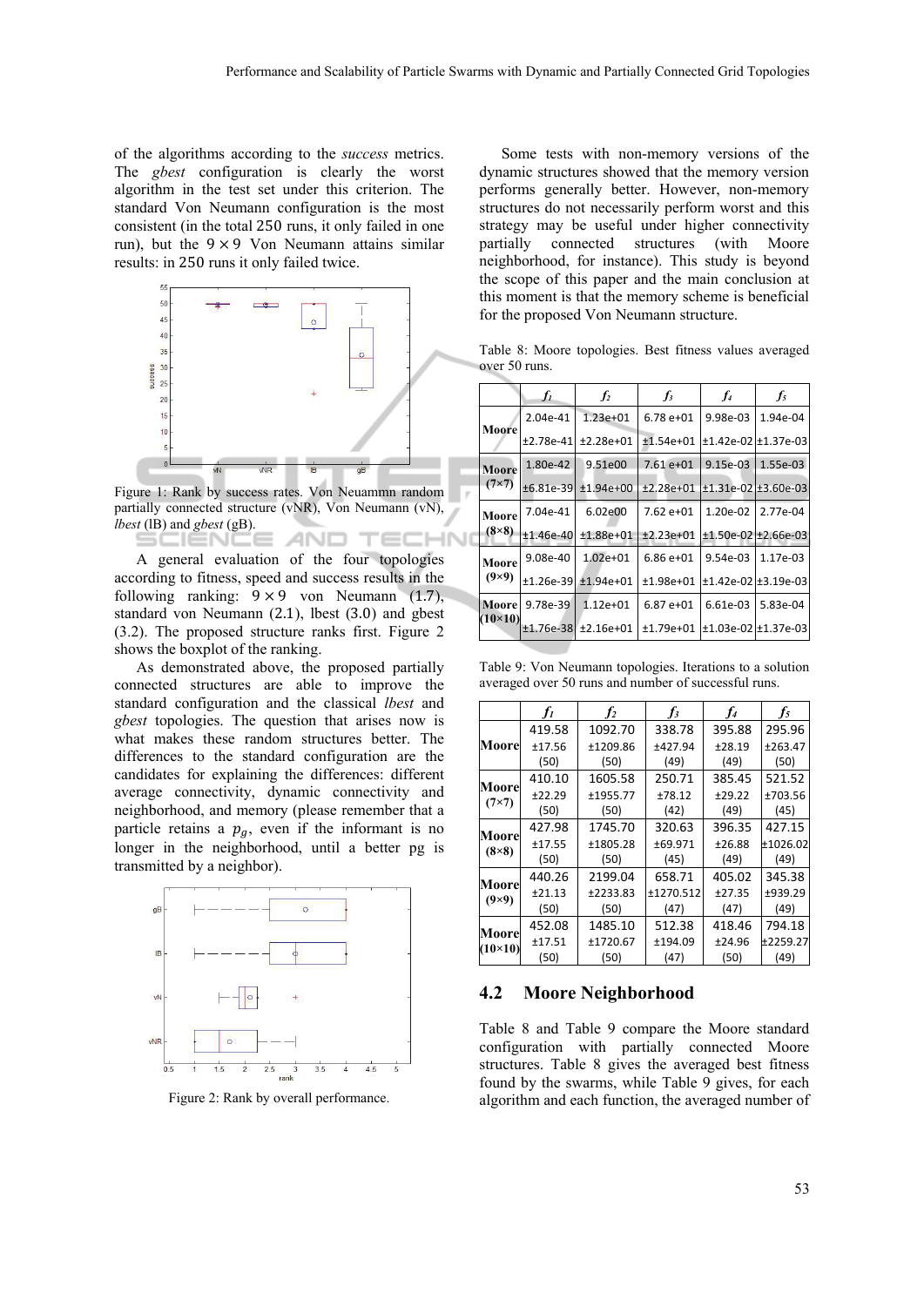of the algorithms according to the *success* metrics. The *gbest* configuration is clearly the worst algorithm in the test set under this criterion. The standard Von Neumann configuration is the most consistent (in the total 250 runs, it only failed in one run), but the $9 \times 9$ Von Neumann attains similar results: in 250 runs it only failed twice.

Figure 1: Rank by success rates. Von Neuammn random partially connected structure (vNR), Von Neumann (vN), *lbest* (lB) and *gbest* (gB).

A general evaluation of the four topologies according to fitness, speed and success results in the following ranking: $9 \times 9$ von Neumann (1.7), standard von Neumann (2.1), lbest (3.0) and gbest (3.2). The proposed structure ranks first. Figure 2 shows the boxplot of the ranking.

As demonstrated above, the proposed partially connected structures are able to improve the standard configuration and the classical *lbest* and *gbest* topologies. The question that arises now is what makes these random structures better. The differences to the standard configuration are the candidates for explaining the differences: different average connectivity, dynamic connectivity and neighborhood, and memory (please remember that a particle retains a $p_g$, even if the informant is no longer in the neighborhood, until a better pg is transmitted by a neighbor).

Figure 2: Rank by overall performance.

Some tests with non-memory versions of the dynamic structures showed that the memory version performs generally better. However, non-memory structures do not necessarily perform worst and this strategy may be useful under higher connectivity partially connected structures (with Moore neighborhood, for instance). This study is beyond the scope of this paper and the main conclusion at this moment is that the memory scheme is beneficial for the proposed Von Neumann structure.

Table 8: Moore topologies. Best fitness values averaged over 50 runs.

| | $f_1$ | $f_2$ | $f_3$ | $f_4$ | $f_5$ |
|---|---|---|---|---|---|
| **Moore** | 2.04e-41 | 1.23e+01 | 6.78 e+01 | 9.98e-03 | 1.94e-04 |
| | ±2.78e-41 | ±2.28e+01 | ±1.54e+01 | ±1.42e-02 | ±1.37e-03 |
| **Moore (7×7)** | 1.80e-42 | 9.51e00 | 7.61 e+01 | 9.15e-03 | 1.55e-03 |
| | ±6.81e-39 | ±1.94e+00 | ±2.28e+01 | ±1.31e-02 | ±3.60e-03 |
| **Moore (8×8)** | 7.04e-41 | 6.02e00 | 7.62 e+01 | 1.20e-02 | 2.77e-04 |
| | ±1.46e-40 | ±1.88e+01 | ±2.23e+01 | ±1.50e-02 | ±2.66e-03 |
| **Moore (9×9)** | 9.08e-40 | 1.02e+01 | 6.86 e+01 | 9.54e-03 | 1.17e-03 |
| | ±1.26e-39 | ±1.94e+01 | ±1.98e+01 | ±1.42e-02 | ±3.19e-03 |
| **Moore (10×10)** | 9.78e-39 | 1.12e+01 | 6.87 e+01 | 6.61e-03 | 5.83e-04 |
| | ±1.76e-38 | ±2.16e+01 | ±1.79e+01 | ±1.03e-02 | ±1.37e-03 |

Table 9: Von Neumann topologies. Iterations to a solution averaged over 50 runs and number of successful runs.

| | $f_1$ | $f_2$ | $f_3$ | $f_4$ | $f_5$ |
|---|---|---|---|---|---|
| **Moore** | 419.58<br>±17.56<br>(50) | 1092.70<br>±1209.86<br>(50) | 338.78<br>±427.94<br>(49) | 395.88<br>±28.19<br>(49) | 295.96<br>±263.47<br>(50) |
| **Moore (7×7)** | 410.10<br>±22.29<br>(50) | 1605.58<br>±1955.77<br>(50) | 250.71<br>±78.12<br>(42) | 385.45<br>±29.22<br>(49) | 521.52<br>±703.56<br>(45) |
| **Moore (8×8)** | 427.98<br>±17.55<br>(50) | 1745.70<br>±1805.28<br>(50) | 320.63<br>±69.971<br>(45) | 396.35<br>±26.88<br>(49) | 427.15<br>±1026.02<br>(49) |
| **Moore (9×9)** | 440.26<br>±21.13<br>(50) | 2199.04<br>±2233.83<br>(50) | 658.71<br>±1270.512<br>(47) | 405.02<br>±27.35<br>(47) | 345.38<br>±939.29<br>(49) |
| **Moore (10×10)** | 452.08<br>±17.51<br>(50) | 1485.10<br>±1720.67<br>(50) | 512.38<br>±194.09<br>(47) | 418.46<br>±24.96<br>(50) | 794.18<br>±2259.27<br>(49) |

### 4.2 Moore Neighborhood

Table 8 and Table 9 compare the Moore standard configuration with partially connected Moore structures. Table 8 gives the averaged best fitness found by the swarms, while Table 9 gives, for each algorithm and each function, the averaged number of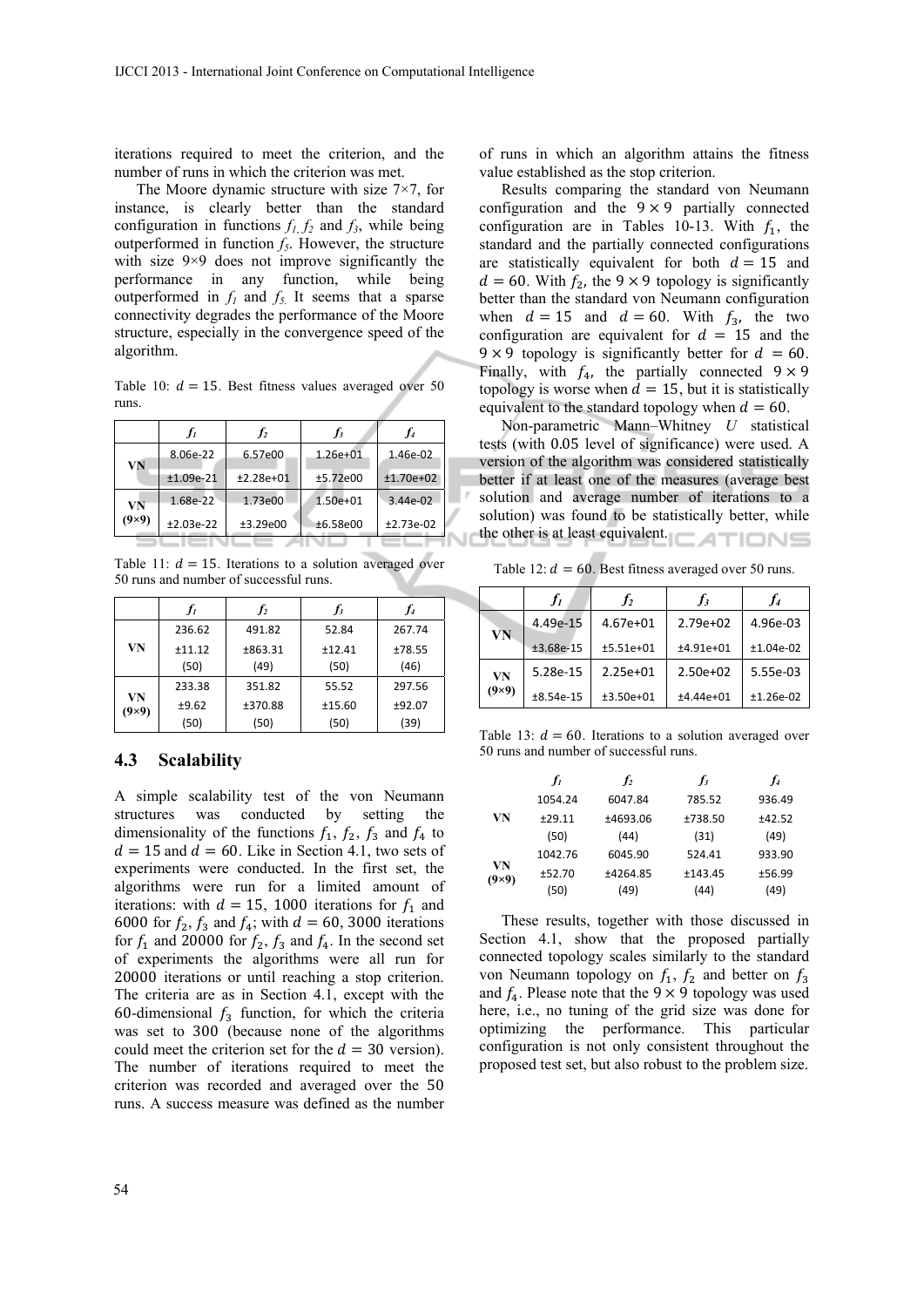iterations required to meet the criterion, and the number of runs in which the criterion was met.

The Moore dynamic structure with size 7×7, for instance, is clearly better than the standard configuration in functions $f_1$, $f_2$ and $f_3$, while being outperformed in function $f_5$. However, the structure with size 9×9 does not improve significantly the performance in any function, while being outperformed in $f_1$ and $f_5$. It seems that a sparse connectivity degrades the performance of the Moore structure, especially in the convergence speed of the algorithm.

Table 10: $d = 15$. Best fitness values averaged over 50 runs.

| | $f_1$ | $f_2$ | $f_3$ | $f_4$ |
|---|---|---|---|---|
| VN | 8.06e-22 | 6.57e00 | 1.26e+01 | 1.46e-02 |
| | ±1.09e-21 | ±2.28e+01 | ±5.72e00 | ±1.70e+02 |
| VN (9×9) | 1.68e-22 | 1.73e00 | 1.50e+01 | 3.44e-02 |
| | ±2.03e-22 | ±3.29e00 | ±6.58e00 | ±2.73e-02 |

Table 11: $d = 15$. Iterations to a solution averaged over 50 runs and number of successful runs.

| | $f_1$ | $f_2$ | $f_3$ | $f_4$ |
|---|---|---|---|---|
| VN | 236.62 | 491.82 | 52.84 | 267.74 |
| | ±11.12 | ±863.31 | ±12.41 | ±78.55 |
| | (50) | (49) | (50) | (46) |
| VN (9×9) | 233.38 | 351.82 | 55.52 | 297.56 |
| | ±9.62 | ±370.88 | ±15.60 | ±92.07 |
| | (50) | (50) | (50) | (39) |

### 4.3 Scalability

A simple scalability test of the von Neumann structures was conducted by setting the dimensionality of the functions $f_1$, $f_2$, $f_3$ and $f_4$ to $d = 15$ and $d = 60$. Like in Section 4.1, two sets of experiments were conducted. In the first set, the algorithms were run for a limited amount of iterations: with $d = 15$, $1000$ iterations for $f_1$ and $6000$ for $f_2$, $f_3$ and $f_4$; with $d = 60$, $3000$ iterations for $f_1$ and $20000$ for $f_2$, $f_3$ and $f_4$. In the second set of experiments the algorithms were all run for $20000$ iterations or until reaching a stop criterion. The criteria are as in Section 4.1, except with the $60$-dimensional $f_3$ function, for which the criteria was set to $300$ (because none of the algorithms could meet the criterion set for the $d = 30$ version). The number of iterations required to meet the criterion was recorded and averaged over the $50$ runs. A success measure was defined as the number of runs in which an algorithm attains the fitness value established as the stop criterion.

Results comparing the standard von Neumann configuration and the $9 \times 9$ partially connected configuration are in Tables 10-13. With $f_1$, the standard and the partially connected configurations are statistically equivalent for both $d = 15$ and $d = 60$. With $f_2$, the $9 \times 9$ topology is significantly better than the standard von Neumann configuration when $d = 15$ and $d = 60$. With $f_3$, the two configuration are equivalent for $d = 15$ and the $9 \times 9$ topology is significantly better for $d = 60$. Finally, with $f_4$, the partially connected $9 \times 9$ topology is worse when $d = 15$, but it is statistically equivalent to the standard topology when $d = 60$.

Non-parametric Mann–Whitney *U* statistical tests (with $0.05$ level of significance) were used. A version of the algorithm was considered statistically better if at least one of the measures (average best solution and average number of iterations to a solution) was found to be statistically better, while the other is at least equivalent.

Table 12: $d = 60$. Best fitness averaged over 50 runs.

| | $f_1$ | $f_2$ | $f_3$ | $f_4$ |
|---|---|---|---|---|
| VN | 4.49e-15 | 4.67e+01 | 2.79e+02 | 4.96e-03 |
| | ±3.68e-15 | ±5.51e+01 | ±4.91e+01 | ±1.04e-02 |
| VN (9×9) | 5.28e-15 | 2.25e+01 | 2.50e+02 | 5.55e-03 |
| | ±8.54e-15 | ±3.50e+01 | ±4.44e+01 | ±1.26e-02 |

Table 13: $d = 60$. Iterations to a solution averaged over 50 runs and number of successful runs.

| | $f_1$ | $f_2$ | $f_3$ | $f_4$ |
|---|---|---|---|---|
| VN | 1054.24 | 6047.84 | 785.52 | 936.49 |
| | ±29.11 | ±4693.06 | ±738.50 | ±42.52 |
| | (50) | (44) | (31) | (49) |
| VN (9×9) | 1042.76 | 6045.90 | 524.41 | 933.90 |
| | ±52.70 | ±4264.85 | ±143.45 | ±56.99 |
| | (50) | (49) | (44) | (49) |

These results, together with those discussed in Section 4.1, show that the proposed partially connected topology scales similarly to the standard von Neumann topology on $f_1$, $f_2$ and better on $f_3$ and $f_4$. Please note that the $9 \times 9$ topology was used here, i.e., no tuning of the grid size was done for optimizing the performance. This particular configuration is not only consistent throughout the proposed test set, but also robust to the problem size.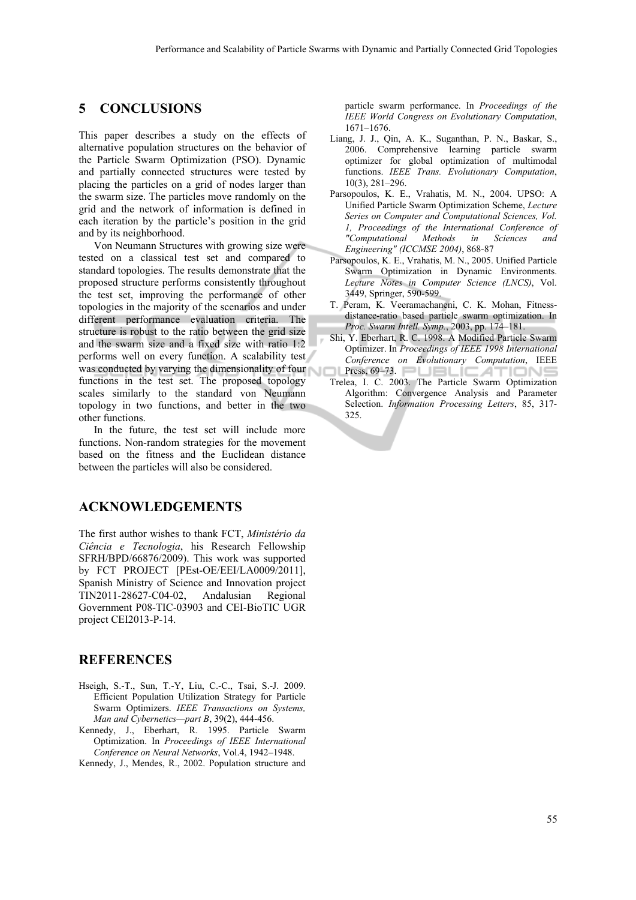## 5 CONCLUSIONS

This paper describes a study on the effects of alternative population structures on the behavior of the Particle Swarm Optimization (PSO). Dynamic and partially connected structures were tested by placing the particles on a grid of nodes larger than the swarm size. The particles move randomly on the grid and the network of information is defined in each iteration by the particle's position in the grid and by its neighborhood.

Von Neumann Structures with growing size were tested on a classical test set and compared to standard topologies. The results demonstrate that the proposed structure performs consistently throughout the test set, improving the performance of other topologies in the majority of the scenarios and under different performance evaluation criteria. The structure is robust to the ratio between the grid size and the swarm size and a fixed size with ratio 1:2 performs well on every function. A scalability test was conducted by varying the dimensionality of four functions in the test set. The proposed topology scales similarly to the standard von Neumann topology in two functions, and better in the two other functions.

In the future, the test set will include more functions. Non-random strategies for the movement based on the fitness and the Euclidean distance between the particles will also be considered.

## ACKNOWLEDGEMENTS

The first author wishes to thank FCT, *Ministério da Ciência e Tecnologia*, his Research Fellowship SFRH/BPD/66876/2009). This work was supported by FCT PROJECT [PEst-OE/EEI/LA0009/2011], Spanish Ministry of Science and Innovation project TIN2011-28627-C04-02, Andalusian Regional Government P08-TIC-03903 and CEI-BioTIC UGR project CEI2013-P-14.

## REFERENCES

Hseigh, S.-T., Sun, T.-Y, Liu, C.-C., Tsai, S.-J. 2009. Efficient Population Utilization Strategy for Particle Swarm Optimizers. *IEEE Transactions on Systems, Man and Cybernetics—part B*, 39(2), 444-456.

Kennedy, J., Eberhart, R. 1995. Particle Swarm Optimization. In *Proceedings of IEEE International Conference on Neural Networks*, Vol.4, 1942–1948.

Kennedy, J., Mendes, R., 2002. Population structure and particle swarm performance. In *Proceedings of the IEEE World Congress on Evolutionary Computation*, 1671–1676.

Liang, J. J., Qin, A. K., Suganthan, P. N., Baskar, S., 2006. Comprehensive learning particle swarm optimizer for global optimization of multimodal functions. *IEEE Trans. Evolutionary Computation*, 10(3), 281–296.

Parsopoulos, K. E., Vrahatis, M. N., 2004. UPSO: A Unified Particle Swarm Optimization Scheme, *Lecture Series on Computer and Computational Sciences, Vol. 1, Proceedings of the International Conference of "Computational Methods in Sciences and Engineering" (ICCMSE 2004)*, 868-87

Parsopoulos, K. E., Vrahatis, M. N., 2005. Unified Particle Swarm Optimization in Dynamic Environments. *Lecture Notes in Computer Science (LNCS)*, Vol. 3449, Springer, 590-599.

T. Peram, K. Veeramachaneni, C. K. Mohan, Fitness-distance-ratio based particle swarm optimization. In *Proc. Swarm Intell. Symp.*, 2003, pp. 174–181.

Shi, Y. Eberhart, R. C. 1998. A Modified Particle Swarm Optimizer. In *Proceedings of IEEE 1998 International Conference on Evolutionary Computation*, IEEE Press, 69–73.

Trelea, I. C. 2003. The Particle Swarm Optimization Algorithm: Convergence Analysis and Parameter Selection. *Information Processing Letters*, 85, 317-325.